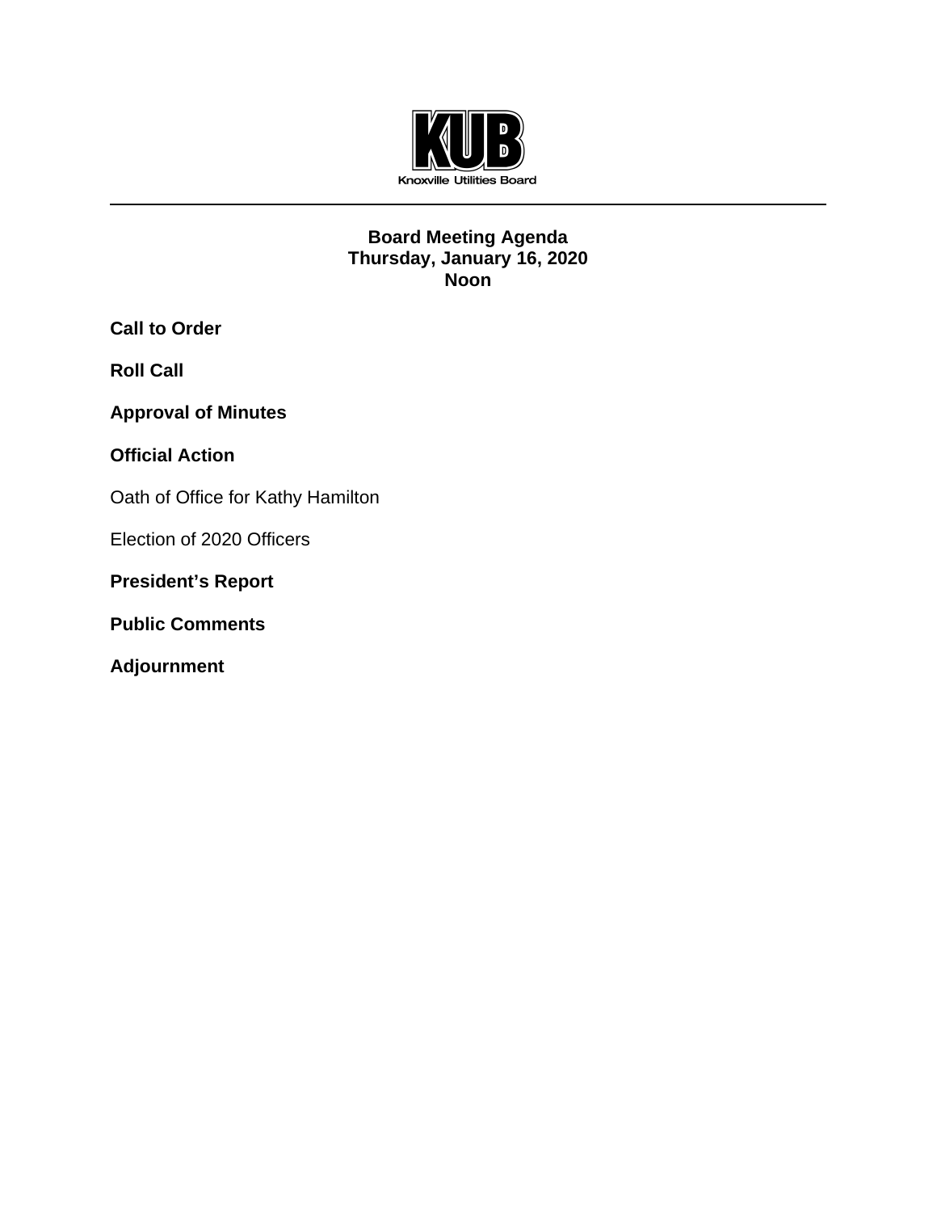KUB

Knoxville Utilities Board

---

**Board Meeting Agenda**
**Thursday, January 16, 2020**
**Noon**

**Call to Order**

**Roll Call**

**Approval of Minutes**

**Official Action**

Oath of Office for Kathy Hamilton

Election of 2020 Officers

**President's Report**

**Public Comments**

**Adjournment**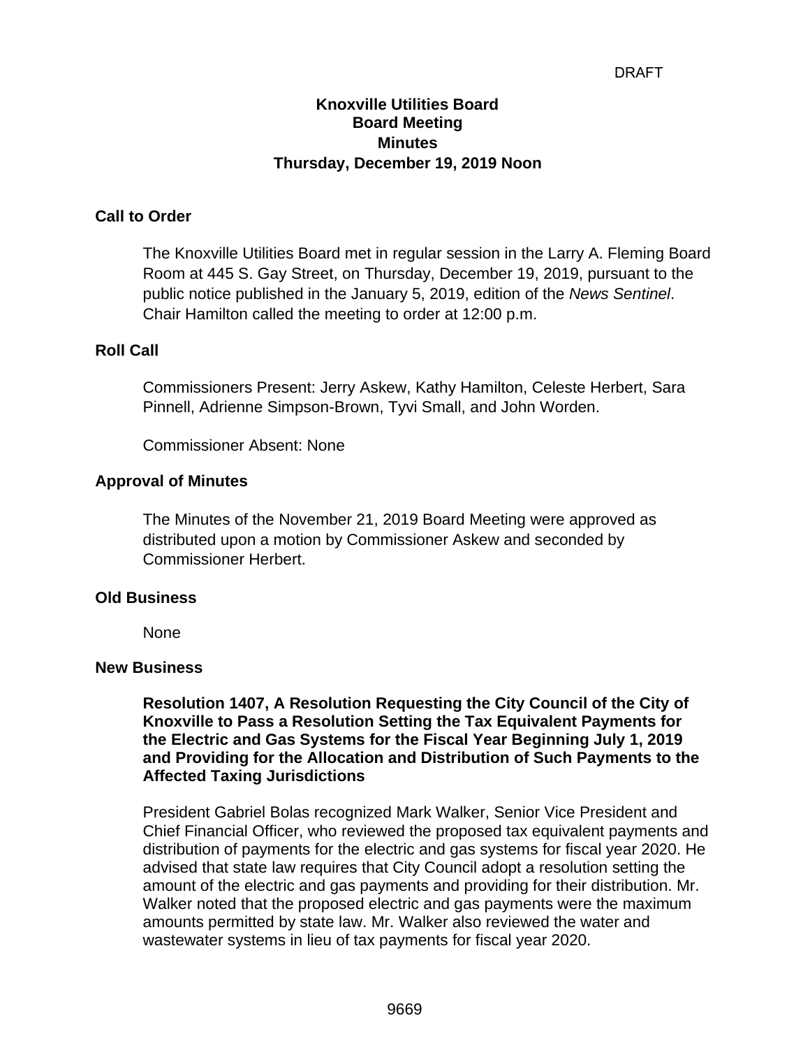DRAFT

# Knoxville Utilities Board
## Board Meeting
## Minutes
## Thursday, December 19, 2019 Noon

### Call to Order

The Knoxville Utilities Board met in regular session in the Larry A. Fleming Board Room at 445 S. Gay Street, on Thursday, December 19, 2019, pursuant to the public notice published in the January 5, 2019, edition of the *News Sentinel*. Chair Hamilton called the meeting to order at 12:00 p.m.

### Roll Call

Commissioners Present: Jerry Askew, Kathy Hamilton, Celeste Herbert, Sara Pinnell, Adrienne Simpson-Brown, Tyvi Small, and John Worden.

Commissioner Absent: None

### Approval of Minutes

The Minutes of the November 21, 2019 Board Meeting were approved as distributed upon a motion by Commissioner Askew and seconded by Commissioner Herbert.

### Old Business

None

### New Business

**Resolution 1407, A Resolution Requesting the City Council of the City of Knoxville to Pass a Resolution Setting the Tax Equivalent Payments for the Electric and Gas Systems for the Fiscal Year Beginning July 1, 2019 and Providing for the Allocation and Distribution of Such Payments to the Affected Taxing Jurisdictions**

President Gabriel Bolas recognized Mark Walker, Senior Vice President and Chief Financial Officer, who reviewed the proposed tax equivalent payments and distribution of payments for the electric and gas systems for fiscal year 2020. He advised that state law requires that City Council adopt a resolution setting the amount of the electric and gas payments and providing for their distribution. Mr. Walker noted that the proposed electric and gas payments were the maximum amounts permitted by state law. Mr. Walker also reviewed the water and wastewater systems in lieu of tax payments for fiscal year 2020.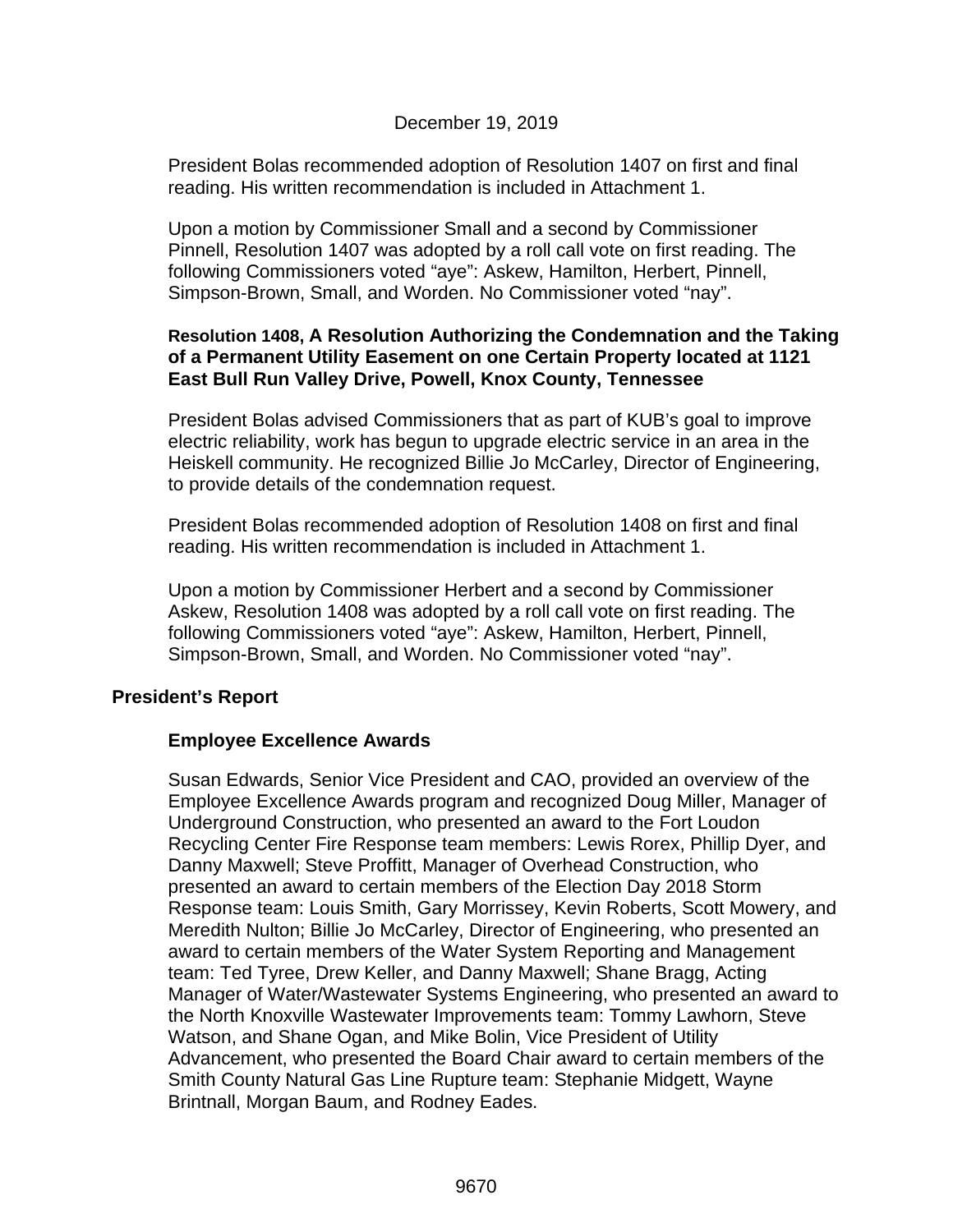December 19, 2019

President Bolas recommended adoption of Resolution 1407 on first and final reading. His written recommendation is included in Attachment 1.

Upon a motion by Commissioner Small and a second by Commissioner Pinnell, Resolution 1407 was adopted by a roll call vote on first reading. The following Commissioners voted "aye": Askew, Hamilton, Herbert, Pinnell, Simpson-Brown, Small, and Worden. No Commissioner voted "nay".

**Resolution 1408, A Resolution Authorizing the Condemnation and the Taking of a Permanent Utility Easement on one Certain Property located at 1121 East Bull Run Valley Drive, Powell, Knox County, Tennessee**

President Bolas advised Commissioners that as part of KUB's goal to improve electric reliability, work has begun to upgrade electric service in an area in the Heiskell community. He recognized Billie Jo McCarley, Director of Engineering, to provide details of the condemnation request.

President Bolas recommended adoption of Resolution 1408 on first and final reading. His written recommendation is included in Attachment 1.

Upon a motion by Commissioner Herbert and a second by Commissioner Askew, Resolution 1408 was adopted by a roll call vote on first reading. The following Commissioners voted "aye": Askew, Hamilton, Herbert, Pinnell, Simpson-Brown, Small, and Worden. No Commissioner voted "nay".

## President's Report

### Employee Excellence Awards

Susan Edwards, Senior Vice President and CAO, provided an overview of the Employee Excellence Awards program and recognized Doug Miller, Manager of Underground Construction, who presented an award to the Fort Loudon Recycling Center Fire Response team members: Lewis Rorex, Phillip Dyer, and Danny Maxwell; Steve Proffitt, Manager of Overhead Construction, who presented an award to certain members of the Election Day 2018 Storm Response team: Louis Smith, Gary Morrissey, Kevin Roberts, Scott Mowery, and Meredith Nulton; Billie Jo McCarley, Director of Engineering, who presented an award to certain members of the Water System Reporting and Management team: Ted Tyree, Drew Keller, and Danny Maxwell; Shane Bragg, Acting Manager of Water/Wastewater Systems Engineering, who presented an award to the North Knoxville Wastewater Improvements team: Tommy Lawhorn, Steve Watson, and Shane Ogan, and Mike Bolin, Vice President of Utility Advancement, who presented the Board Chair award to certain members of the Smith County Natural Gas Line Rupture team: Stephanie Midgett, Wayne Brintnall, Morgan Baum, and Rodney Eades.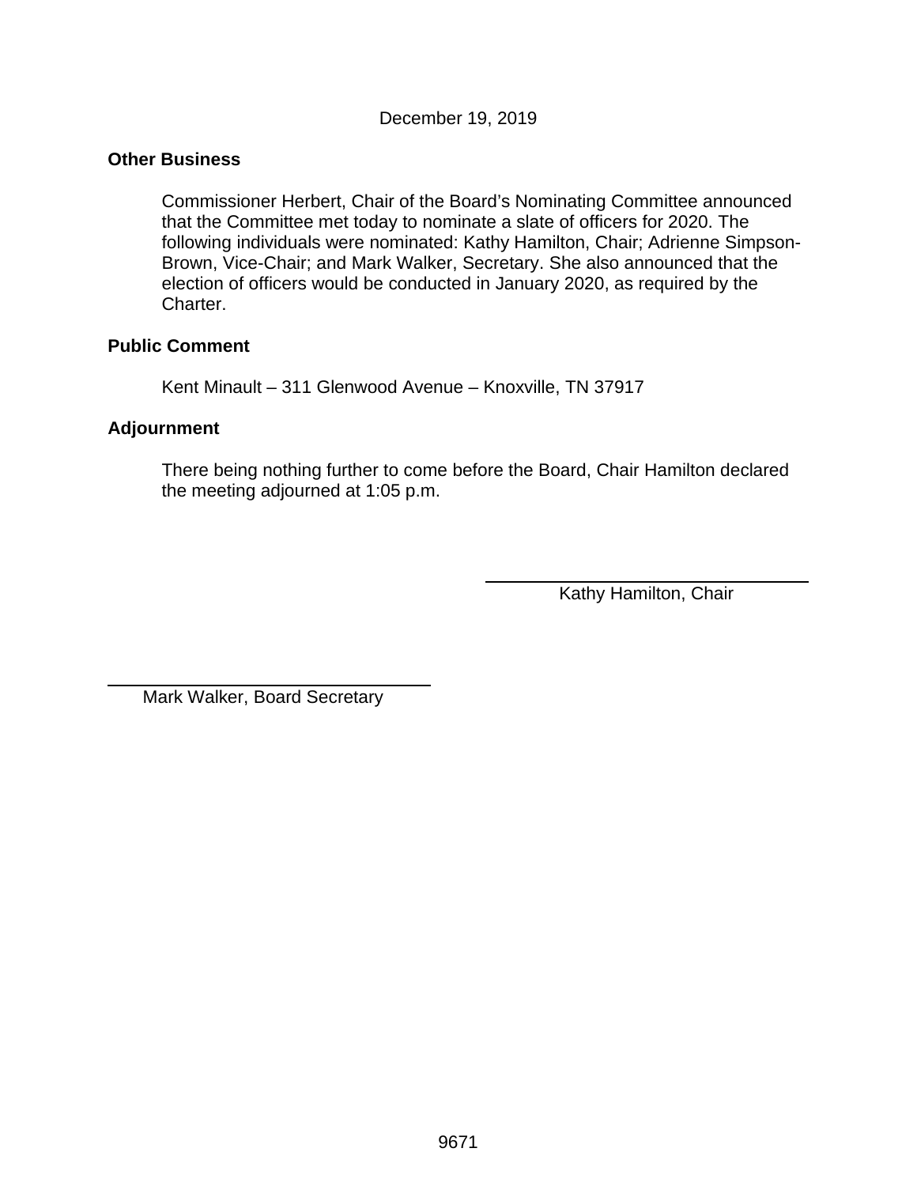December 19, 2019

**Other Business**

Commissioner Herbert, Chair of the Board's Nominating Committee announced that the Committee met today to nominate a slate of officers for 2020. The following individuals were nominated: Kathy Hamilton, Chair; Adrienne Simpson-Brown, Vice-Chair; and Mark Walker, Secretary. She also announced that the election of officers would be conducted in January 2020, as required by the Charter.

**Public Comment**

Kent Minault – 311 Glenwood Avenue – Knoxville, TN 37917

**Adjournment**

There being nothing further to come before the Board, Chair Hamilton declared the meeting adjourned at 1:05 p.m.

Kathy Hamilton, Chair

Mark Walker, Board Secretary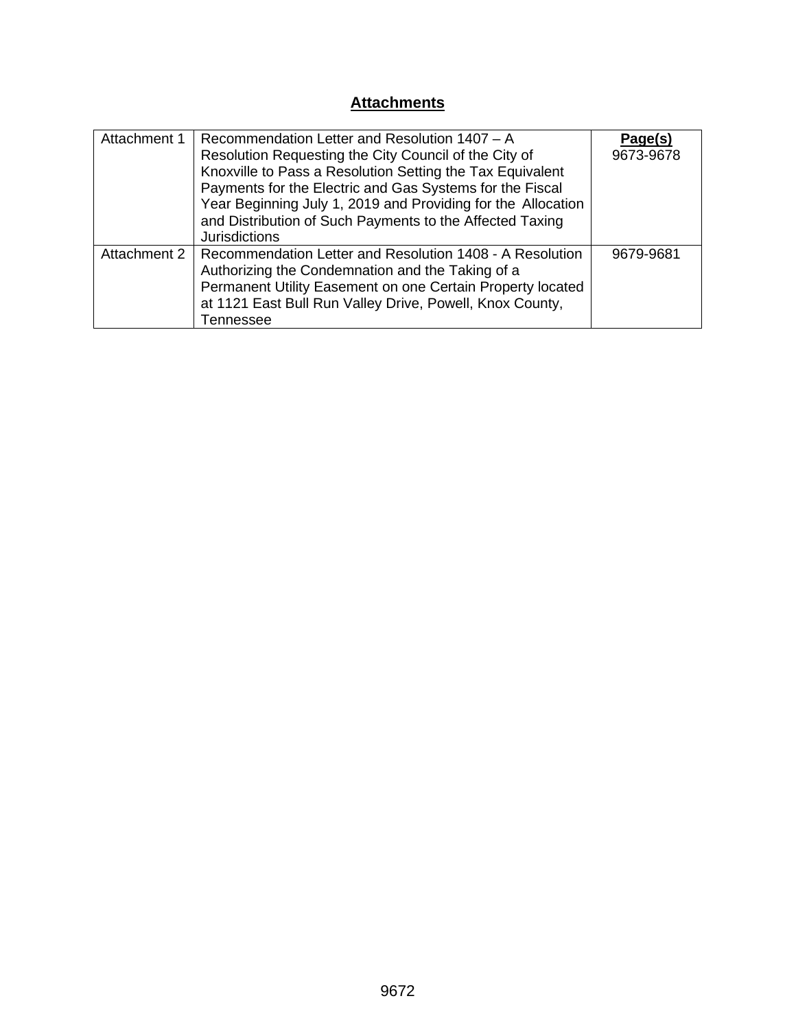## Attachments

| | | Page(s) |
|---|---|---|
| Attachment 1 | Recommendation Letter and Resolution 1407 – A Resolution Requesting the City Council of the City of Knoxville to Pass a Resolution Setting the Tax Equivalent Payments for the Electric and Gas Systems for the Fiscal Year Beginning July 1, 2019 and Providing for the Allocation and Distribution of Such Payments to the Affected Taxing Jurisdictions | 9673-9678 |
| Attachment 2 | Recommendation Letter and Resolution 1408 - A Resolution Authorizing the Condemnation and the Taking of a Permanent Utility Easement on one Certain Property located at 1121 East Bull Run Valley Drive, Powell, Knox County, Tennessee | 9679-9681 |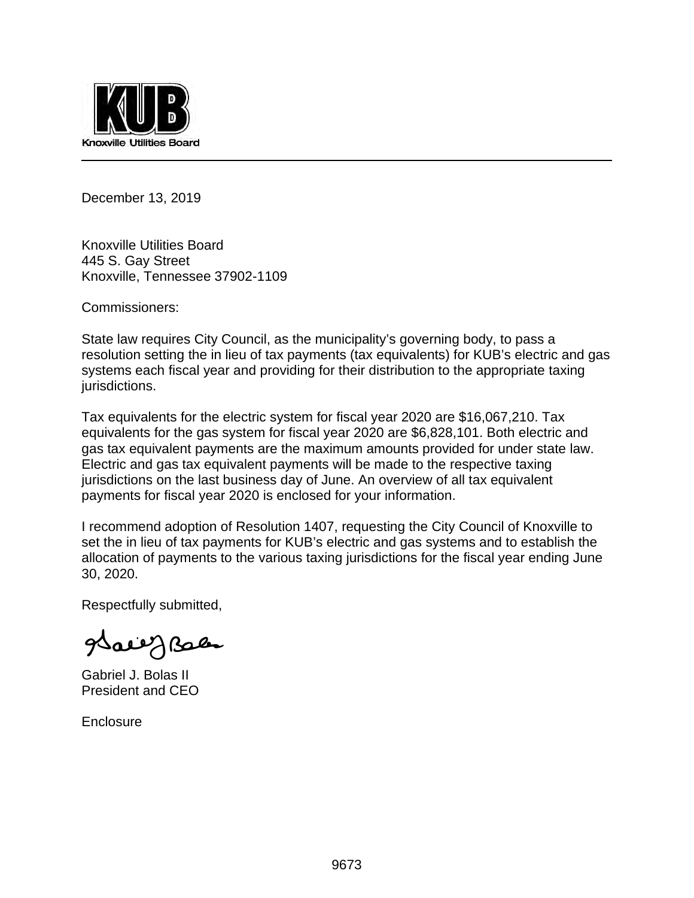Knoxville Utilities Board

December 13, 2019

Knoxville Utilities Board
445 S. Gay Street
Knoxville, Tennessee 37902-1109

Commissioners:

State law requires City Council, as the municipality's governing body, to pass a resolution setting the in lieu of tax payments (tax equivalents) for KUB's electric and gas systems each fiscal year and providing for their distribution to the appropriate taxing jurisdictions.

Tax equivalents for the electric system for fiscal year 2020 are $16,067,210. Tax equivalents for the gas system for fiscal year 2020 are $6,828,101. Both electric and gas tax equivalent payments are the maximum amounts provided for under state law. Electric and gas tax equivalent payments will be made to the respective taxing jurisdictions on the last business day of June. An overview of all tax equivalent payments for fiscal year 2020 is enclosed for your information.

I recommend adoption of Resolution 1407, requesting the City Council of Knoxville to set the in lieu of tax payments for KUB's electric and gas systems and to establish the allocation of payments to the various taxing jurisdictions for the fiscal year ending June 30, 2020.

Respectfully submitted,

Gabriel J. Bolas II
President and CEO

Enclosure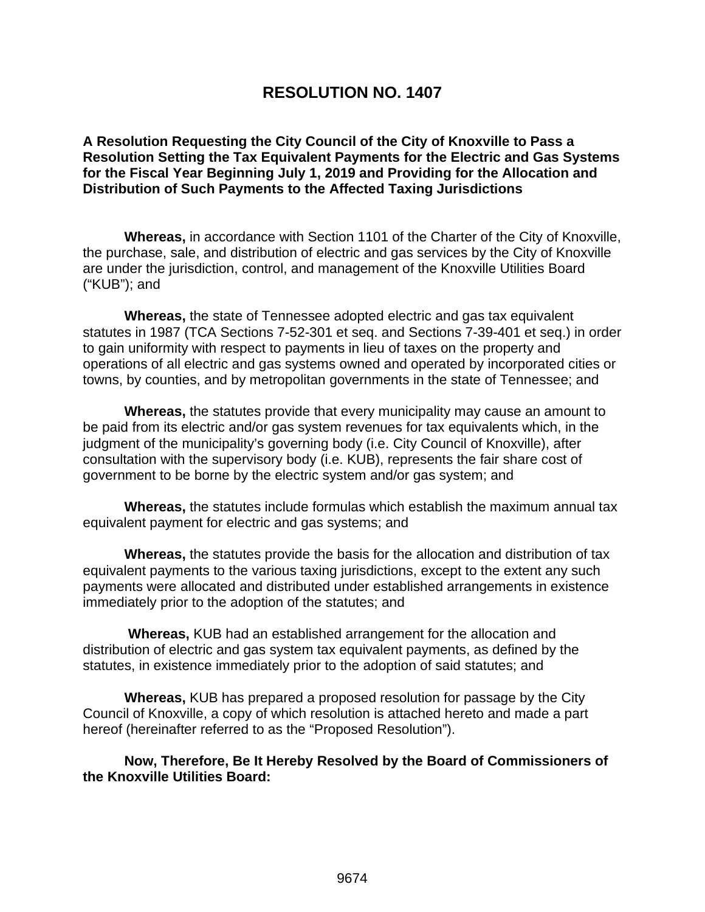# RESOLUTION NO. 1407

**A Resolution Requesting the City Council of the City of Knoxville to Pass a Resolution Setting the Tax Equivalent Payments for the Electric and Gas Systems for the Fiscal Year Beginning July 1, 2019 and Providing for the Allocation and Distribution of Such Payments to the Affected Taxing Jurisdictions**

**Whereas,** in accordance with Section 1101 of the Charter of the City of Knoxville, the purchase, sale, and distribution of electric and gas services by the City of Knoxville are under the jurisdiction, control, and management of the Knoxville Utilities Board ("KUB"); and

**Whereas,** the state of Tennessee adopted electric and gas tax equivalent statutes in 1987 (TCA Sections 7-52-301 et seq. and Sections 7-39-401 et seq.) in order to gain uniformity with respect to payments in lieu of taxes on the property and operations of all electric and gas systems owned and operated by incorporated cities or towns, by counties, and by metropolitan governments in the state of Tennessee; and

**Whereas,** the statutes provide that every municipality may cause an amount to be paid from its electric and/or gas system revenues for tax equivalents which, in the judgment of the municipality's governing body (i.e. City Council of Knoxville), after consultation with the supervisory body (i.e. KUB), represents the fair share cost of government to be borne by the electric system and/or gas system; and

**Whereas,** the statutes include formulas which establish the maximum annual tax equivalent payment for electric and gas systems; and

**Whereas,** the statutes provide the basis for the allocation and distribution of tax equivalent payments to the various taxing jurisdictions, except to the extent any such payments were allocated and distributed under established arrangements in existence immediately prior to the adoption of the statutes; and

**Whereas,** KUB had an established arrangement for the allocation and distribution of electric and gas system tax equivalent payments, as defined by the statutes, in existence immediately prior to the adoption of said statutes; and

**Whereas,** KUB has prepared a proposed resolution for passage by the City Council of Knoxville, a copy of which resolution is attached hereto and made a part hereof (hereinafter referred to as the "Proposed Resolution").

**Now, Therefore, Be It Hereby Resolved by the Board of Commissioners of the Knoxville Utilities Board:**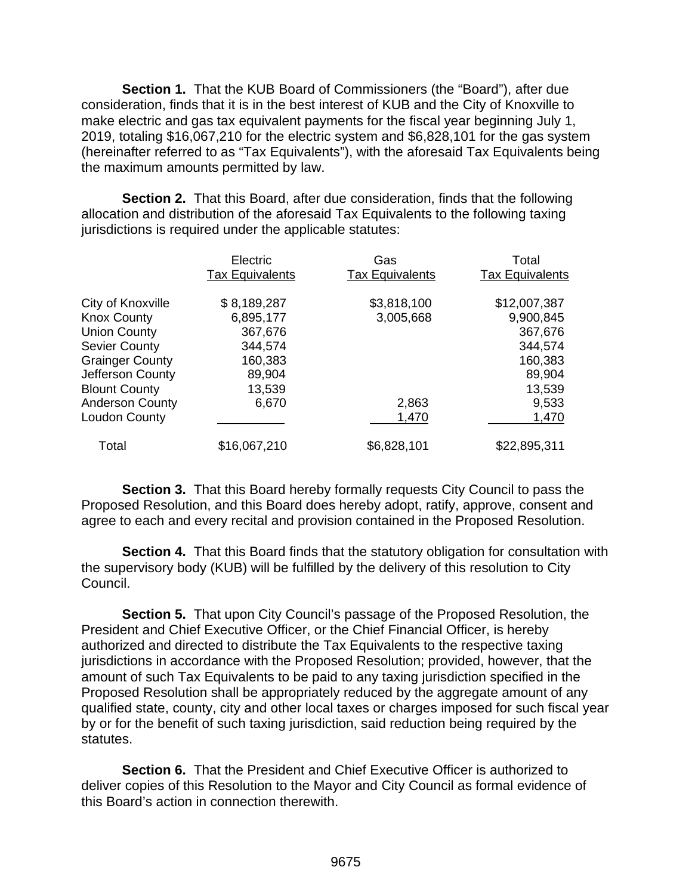**Section 1.** That the KUB Board of Commissioners (the "Board"), after due consideration, finds that it is in the best interest of KUB and the City of Knoxville to make electric and gas tax equivalent payments for the fiscal year beginning July 1, 2019, totaling $16,067,210 for the electric system and $6,828,101 for the gas system (hereinafter referred to as "Tax Equivalents"), with the aforesaid Tax Equivalents being the maximum amounts permitted by law.

**Section 2.** That this Board, after due consideration, finds that the following allocation and distribution of the aforesaid Tax Equivalents to the following taxing jurisdictions is required under the applicable statutes:

| | Electric Tax Equivalents | Gas Tax Equivalents | Total Tax Equivalents |
|---|---|---|---|
| City of Knoxville | $ 8,189,287 | $3,818,100 | $12,007,387 |
| Knox County | 6,895,177 | 3,005,668 | 9,900,845 |
| Union County | 367,676 | | 367,676 |
| Sevier County | 344,574 | | 344,574 |
| Grainger County | 160,383 | | 160,383 |
| Jefferson County | 89,904 | | 89,904 |
| Blount County | 13,539 | | 13,539 |
| Anderson County | 6,670 | 2,863 | 9,533 |
| Loudon County | | 1,470 | 1,470 |
| Total | $16,067,210 | $6,828,101 | $22,895,311 |

**Section 3.** That this Board hereby formally requests City Council to pass the Proposed Resolution, and this Board does hereby adopt, ratify, approve, consent and agree to each and every recital and provision contained in the Proposed Resolution.

**Section 4.** That this Board finds that the statutory obligation for consultation with the supervisory body (KUB) will be fulfilled by the delivery of this resolution to City Council.

**Section 5.** That upon City Council's passage of the Proposed Resolution, the President and Chief Executive Officer, or the Chief Financial Officer, is hereby authorized and directed to distribute the Tax Equivalents to the respective taxing jurisdictions in accordance with the Proposed Resolution; provided, however, that the amount of such Tax Equivalents to be paid to any taxing jurisdiction specified in the Proposed Resolution shall be appropriately reduced by the aggregate amount of any qualified state, county, city and other local taxes or charges imposed for such fiscal year by or for the benefit of such taxing jurisdiction, said reduction being required by the statutes.

**Section 6.** That the President and Chief Executive Officer is authorized to deliver copies of this Resolution to the Mayor and City Council as formal evidence of this Board's action in connection therewith.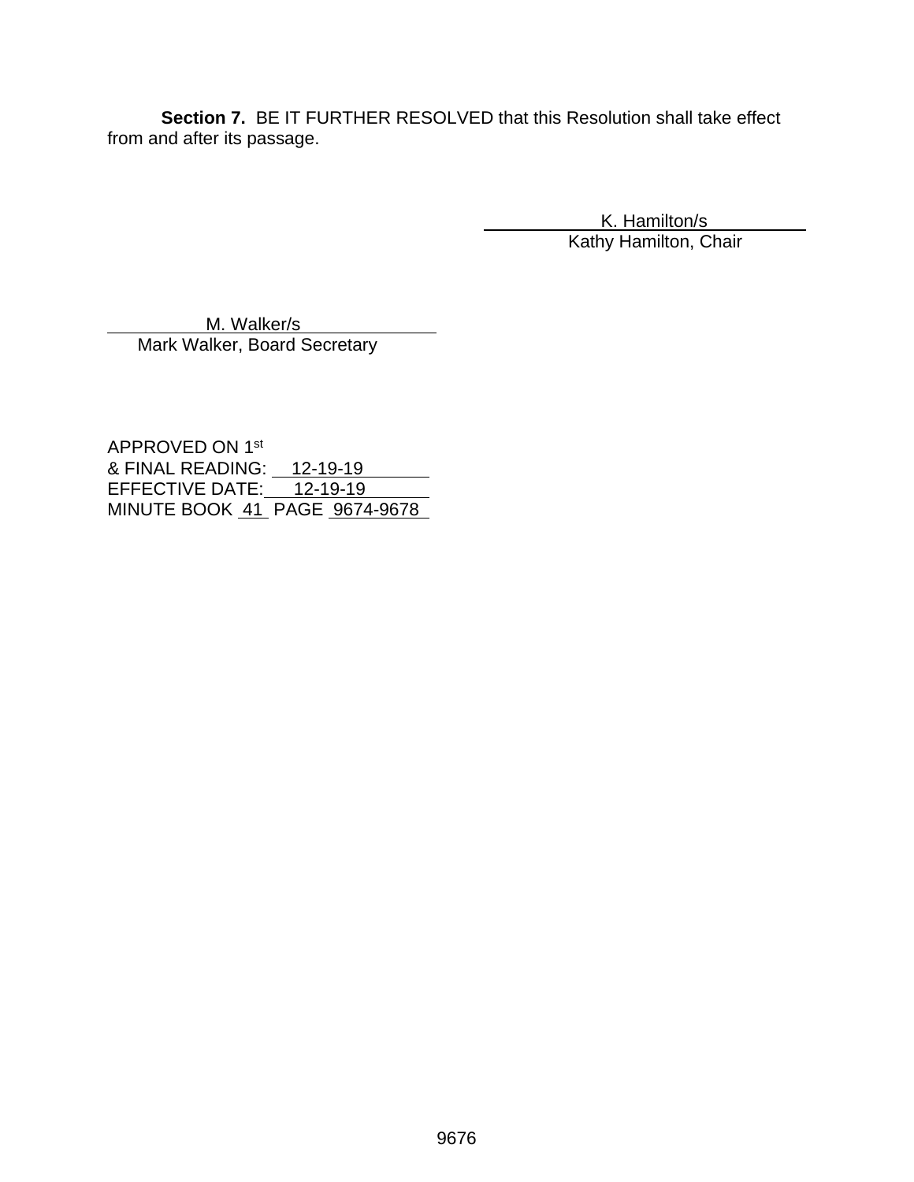**Section 7.** BE IT FURTHER RESOLVED that this Resolution shall take effect from and after its passage.

K. Hamilton/s
Kathy Hamilton, Chair

M. Walker/s
Mark Walker, Board Secretary

APPROVED ON 1st
& FINAL READING: 12-19-19
EFFECTIVE DATE: 12-19-19
MINUTE BOOK 41 PAGE 9674-9678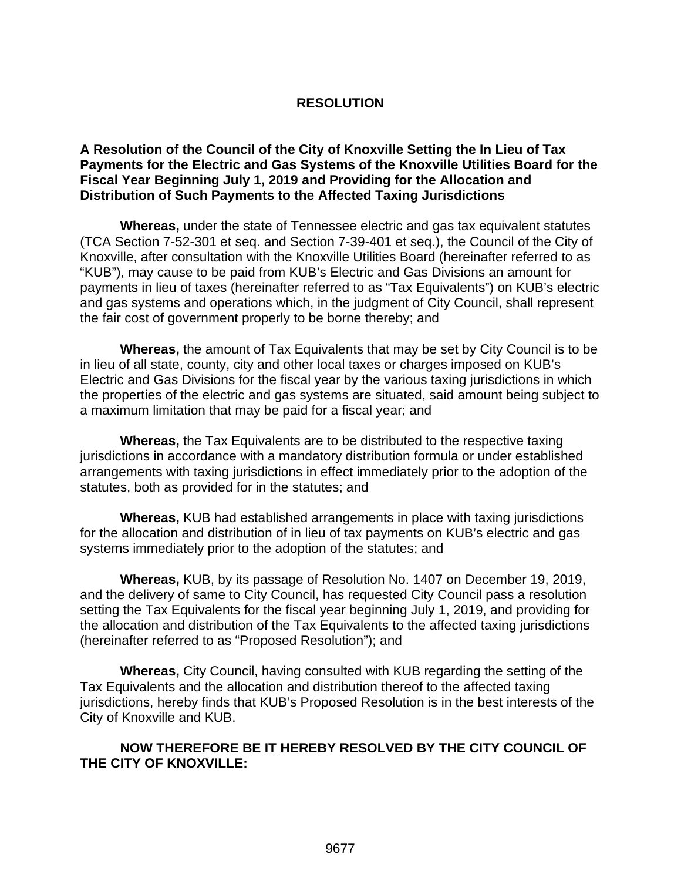# RESOLUTION

**A Resolution of the Council of the City of Knoxville Setting the In Lieu of Tax Payments for the Electric and Gas Systems of the Knoxville Utilities Board for the Fiscal Year Beginning July 1, 2019 and Providing for the Allocation and Distribution of Such Payments to the Affected Taxing Jurisdictions**

**Whereas,** under the state of Tennessee electric and gas tax equivalent statutes (TCA Section 7-52-301 et seq. and Section 7-39-401 et seq.), the Council of the City of Knoxville, after consultation with the Knoxville Utilities Board (hereinafter referred to as "KUB"), may cause to be paid from KUB's Electric and Gas Divisions an amount for payments in lieu of taxes (hereinafter referred to as "Tax Equivalents") on KUB's electric and gas systems and operations which, in the judgment of City Council, shall represent the fair cost of government properly to be borne thereby; and

**Whereas,** the amount of Tax Equivalents that may be set by City Council is to be in lieu of all state, county, city and other local taxes or charges imposed on KUB's Electric and Gas Divisions for the fiscal year by the various taxing jurisdictions in which the properties of the electric and gas systems are situated, said amount being subject to a maximum limitation that may be paid for a fiscal year; and

**Whereas,** the Tax Equivalents are to be distributed to the respective taxing jurisdictions in accordance with a mandatory distribution formula or under established arrangements with taxing jurisdictions in effect immediately prior to the adoption of the statutes, both as provided for in the statutes; and

**Whereas,** KUB had established arrangements in place with taxing jurisdictions for the allocation and distribution of in lieu of tax payments on KUB's electric and gas systems immediately prior to the adoption of the statutes; and

**Whereas,** KUB, by its passage of Resolution No. 1407 on December 19, 2019, and the delivery of same to City Council, has requested City Council pass a resolution setting the Tax Equivalents for the fiscal year beginning July 1, 2019, and providing for the allocation and distribution of the Tax Equivalents to the affected taxing jurisdictions (hereinafter referred to as "Proposed Resolution"); and

**Whereas,** City Council, having consulted with KUB regarding the setting of the Tax Equivalents and the allocation and distribution thereof to the affected taxing jurisdictions, hereby finds that KUB's Proposed Resolution is in the best interests of the City of Knoxville and KUB.

**NOW THEREFORE BE IT HEREBY RESOLVED BY THE CITY COUNCIL OF THE CITY OF KNOXVILLE:**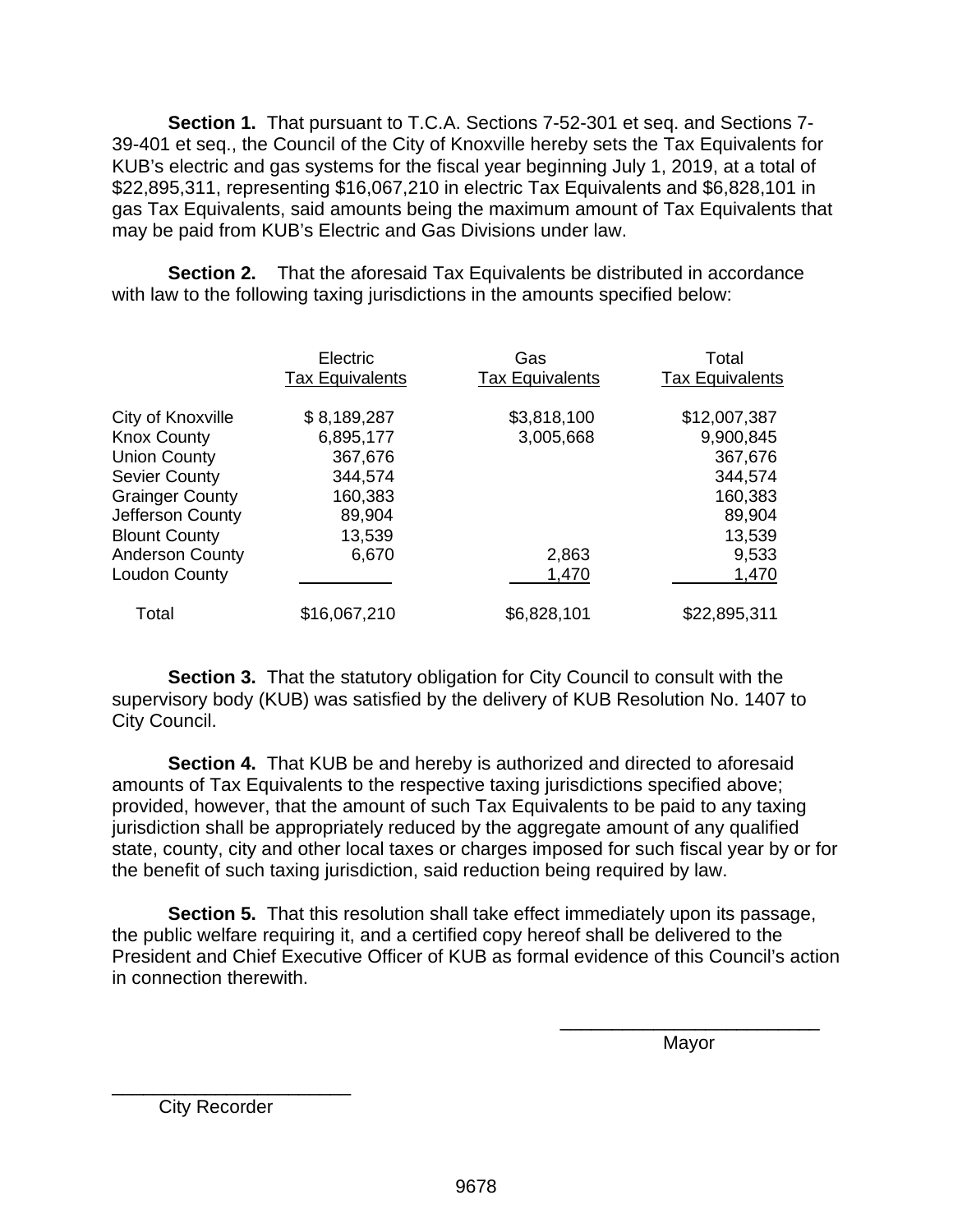**Section 1.** That pursuant to T.C.A. Sections 7-52-301 et seq. and Sections 7-39-401 et seq., the Council of the City of Knoxville hereby sets the Tax Equivalents for KUB's electric and gas systems for the fiscal year beginning July 1, 2019, at a total of $22,895,311, representing $16,067,210 in electric Tax Equivalents and $6,828,101 in gas Tax Equivalents, said amounts being the maximum amount of Tax Equivalents that may be paid from KUB's Electric and Gas Divisions under law.

**Section 2.** That the aforesaid Tax Equivalents be distributed in accordance with law to the following taxing jurisdictions in the amounts specified below:

| | Electric Tax Equivalents | Gas Tax Equivalents | Total Tax Equivalents |
|---|---|---|---|
| City of Knoxville | $ 8,189,287 | $3,818,100 | $12,007,387 |
| Knox County | 6,895,177 | 3,005,668 | 9,900,845 |
| Union County | 367,676 | | 367,676 |
| Sevier County | 344,574 | | 344,574 |
| Grainger County | 160,383 | | 160,383 |
| Jefferson County | 89,904 | | 89,904 |
| Blount County | 13,539 | | 13,539 |
| Anderson County | 6,670 | 2,863 | 9,533 |
| Loudon County | | 1,470 | 1,470 |
| Total | $16,067,210 | $6,828,101 | $22,895,311 |

**Section 3.** That the statutory obligation for City Council to consult with the supervisory body (KUB) was satisfied by the delivery of KUB Resolution No. 1407 to City Council.

**Section 4.** That KUB be and hereby is authorized and directed to aforesaid amounts of Tax Equivalents to the respective taxing jurisdictions specified above; provided, however, that the amount of such Tax Equivalents to be paid to any taxing jurisdiction shall be appropriately reduced by the aggregate amount of any qualified state, county, city and other local taxes or charges imposed for such fiscal year by or for the benefit of such taxing jurisdiction, said reduction being required by law.

**Section 5.** That this resolution shall take effect immediately upon its passage, the public welfare requiring it, and a certified copy hereof shall be delivered to the President and Chief Executive Officer of KUB as formal evidence of this Council's action in connection therewith.

\_\_\_\_\_\_\_\_\_\_\_\_\_\_\_\_\_\_\_\_\_\_\_\_\_
Mayor

\_\_\_\_\_\_\_\_\_\_\_\_\_\_\_\_\_\_\_\_\_\_\_\_\_
City Recorder

9678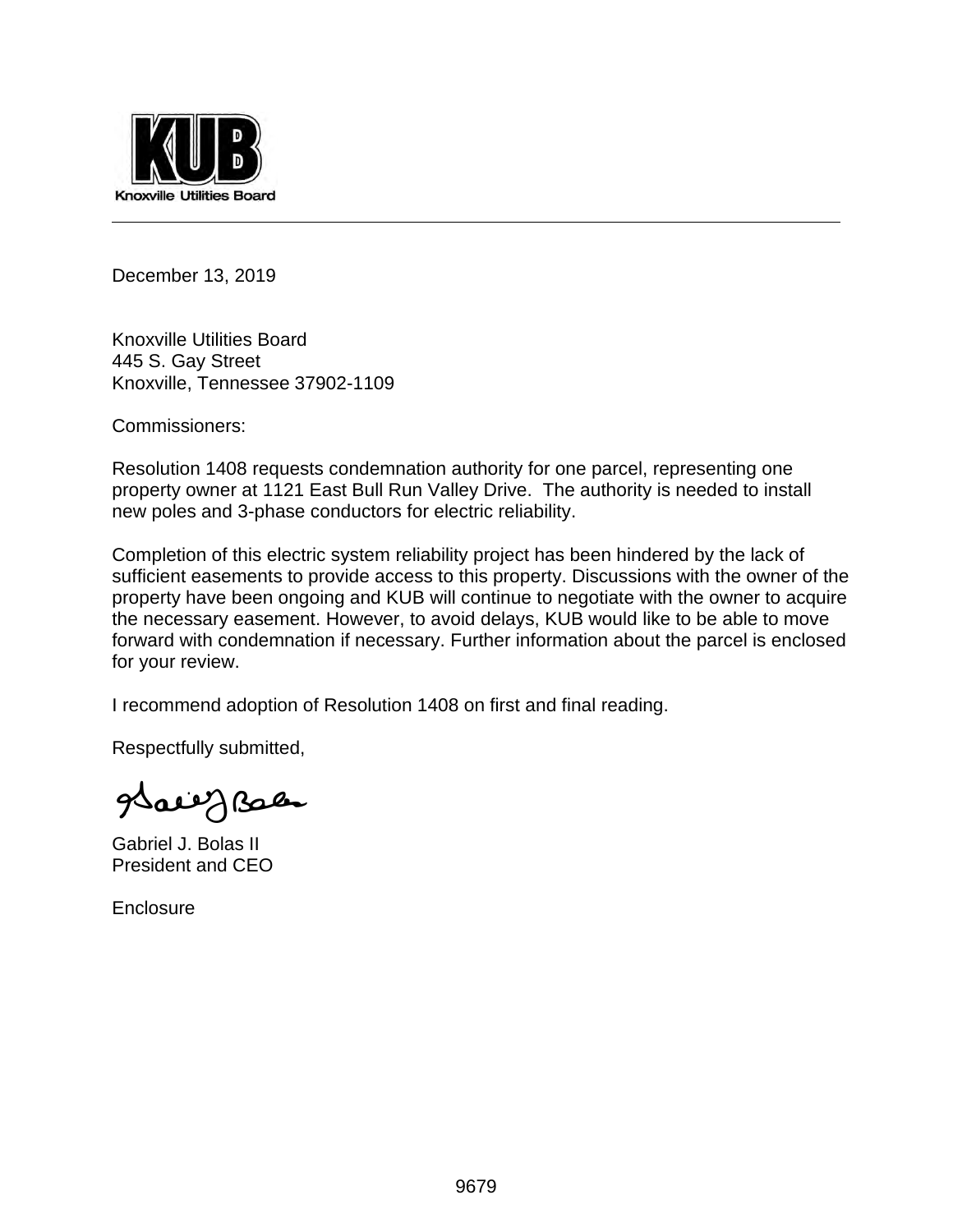Knoxville Utilities Board

December 13, 2019

Knoxville Utilities Board
445 S. Gay Street
Knoxville, Tennessee 37902-1109

Commissioners:

Resolution 1408 requests condemnation authority for one parcel, representing one property owner at 1121 East Bull Run Valley Drive. The authority is needed to install new poles and 3-phase conductors for electric reliability.

Completion of this electric system reliability project has been hindered by the lack of sufficient easements to provide access to this property. Discussions with the owner of the property have been ongoing and KUB will continue to negotiate with the owner to acquire the necessary easement. However, to avoid delays, KUB would like to be able to move forward with condemnation if necessary. Further information about the parcel is enclosed for your review.

I recommend adoption of Resolution 1408 on first and final reading.

Respectfully submitted,

Gabriel J. Bolas II
President and CEO

Enclosure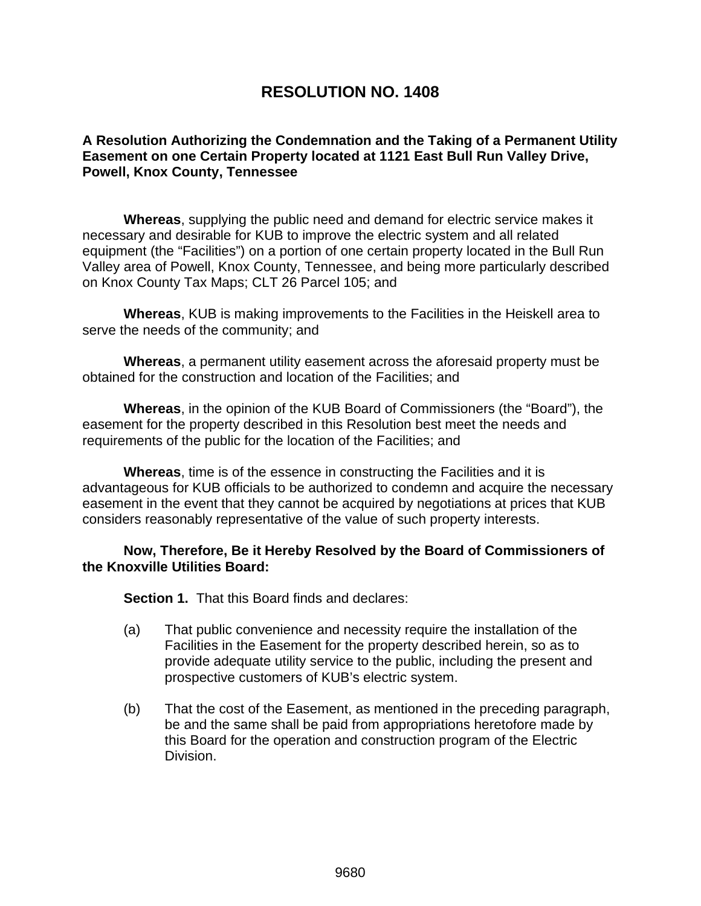# RESOLUTION NO. 1408

**A Resolution Authorizing the Condemnation and the Taking of a Permanent Utility Easement on one Certain Property located at 1121 East Bull Run Valley Drive, Powell, Knox County, Tennessee**

**Whereas**, supplying the public need and demand for electric service makes it necessary and desirable for KUB to improve the electric system and all related equipment (the "Facilities") on a portion of one certain property located in the Bull Run Valley area of Powell, Knox County, Tennessee, and being more particularly described on Knox County Tax Maps; CLT 26 Parcel 105; and

**Whereas**, KUB is making improvements to the Facilities in the Heiskell area to serve the needs of the community; and

**Whereas**, a permanent utility easement across the aforesaid property must be obtained for the construction and location of the Facilities; and

**Whereas**, in the opinion of the KUB Board of Commissioners (the "Board"), the easement for the property described in this Resolution best meet the needs and requirements of the public for the location of the Facilities; and

**Whereas**, time is of the essence in constructing the Facilities and it is advantageous for KUB officials to be authorized to condemn and acquire the necessary easement in the event that they cannot be acquired by negotiations at prices that KUB considers reasonably representative of the value of such property interests.

**Now, Therefore, Be it Hereby Resolved by the Board of Commissioners of the Knoxville Utilities Board:**

**Section 1.** That this Board finds and declares:

(a) That public convenience and necessity require the installation of the Facilities in the Easement for the property described herein, so as to provide adequate utility service to the public, including the present and prospective customers of KUB's electric system.

(b) That the cost of the Easement, as mentioned in the preceding paragraph, be and the same shall be paid from appropriations heretofore made by this Board for the operation and construction program of the Electric Division.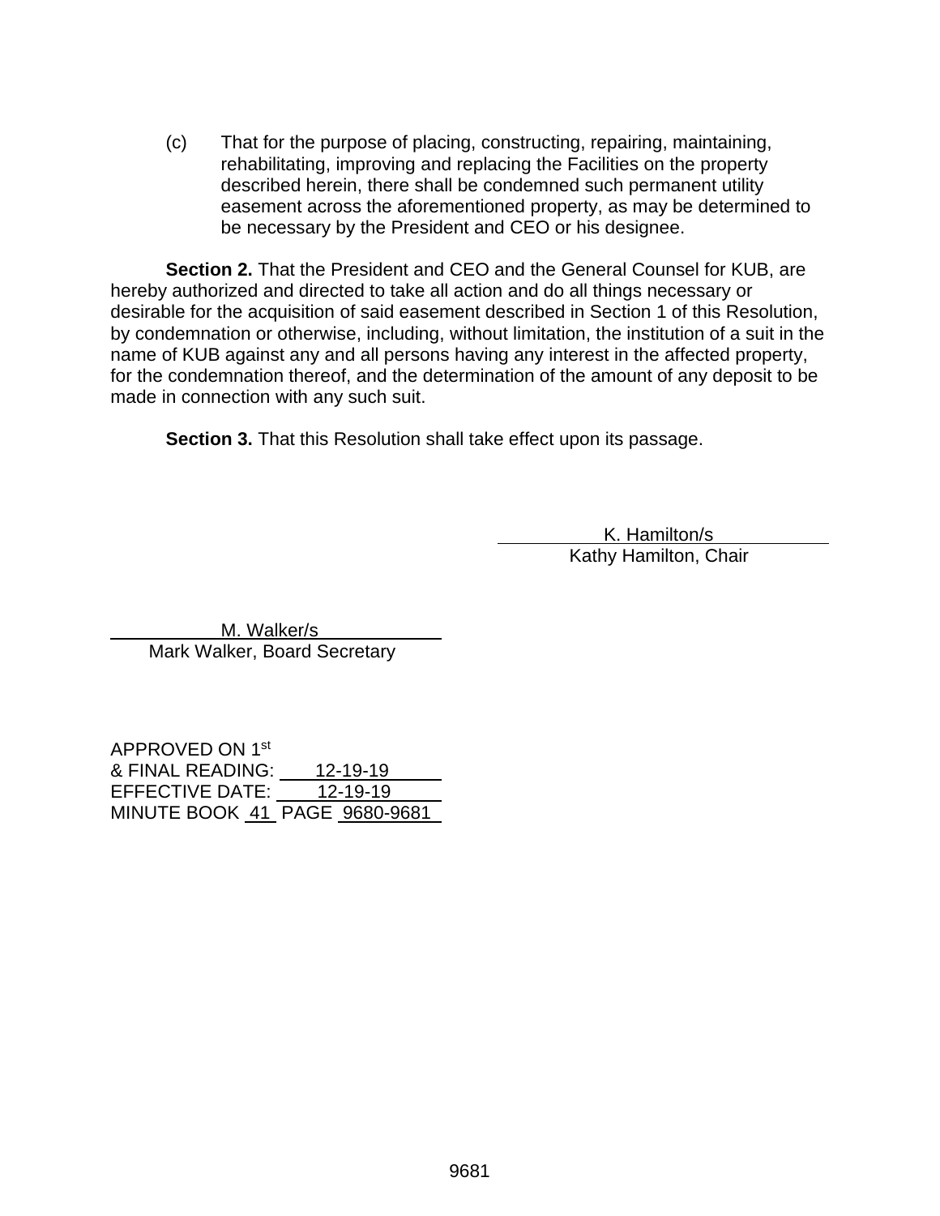(c) That for the purpose of placing, constructing, repairing, maintaining, rehabilitating, improving and replacing the Facilities on the property described herein, there shall be condemned such permanent utility easement across the aforementioned property, as may be determined to be necessary by the President and CEO or his designee.

**Section 2.** That the President and CEO and the General Counsel for KUB, are hereby authorized and directed to take all action and do all things necessary or desirable for the acquisition of said easement described in Section 1 of this Resolution, by condemnation or otherwise, including, without limitation, the institution of a suit in the name of KUB against any and all persons having any interest in the affected property, for the condemnation thereof, and the determination of the amount of any deposit to be made in connection with any such suit.

**Section 3.** That this Resolution shall take effect upon its passage.

K. Hamilton/s
Kathy Hamilton, Chair

M. Walker/s
Mark Walker, Board Secretary

APPROVED ON 1st
& FINAL READING: 12-19-19
EFFECTIVE DATE: 12-19-19
MINUTE BOOK 41 PAGE 9680-9681